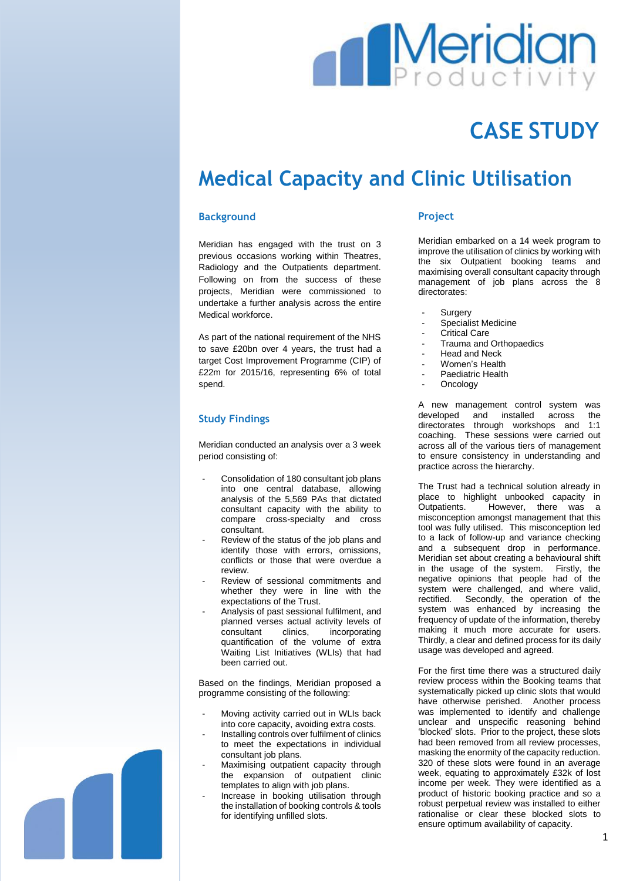Meridian Productivity

# CASE STUDY

# Medical Capacity and Clinic Utilisation

## Background

Meridian has engaged with the trust on 3 previous occasions working within Theatres, Radiology and the Outpatients department. Following on from the success of these projects, Meridian were commissioned to undertake a further analysis across the entire Medical workforce.

As part of the national requirement of the NHS to save £20bn over 4 years, the trust had a target Cost Improvement Programme (CIP) of £22m for 2015/16, representing 6% of total spend.

## Study Findings

Meridian conducted an analysis over a 3 week period consisting of:

- Consolidation of 180 consultant job plans into one central database, allowing analysis of the 5,569 PAs that dictated consultant capacity with the ability to compare cross-specialty and cross consultant.
- Review of the status of the job plans and identify those with errors, omissions, conflicts or those that were overdue a review.
- Review of sessional commitments and whether they were in line with the expectations of the Trust.
- Analysis of past sessional fulfilment, and planned verses actual activity levels of consultant clinics, incorporating quantification of the volume of extra Waiting List Initiatives (WLIs) that had been carried out.

Based on the findings, Meridian proposed a programme consisting of the following:

- Moving activity carried out in WLIs back into core capacity, avoiding extra costs.
- Installing controls over fulfilment of clinics to meet the expectations in individual consultant job plans.
- Maximising outpatient capacity through the expansion of outpatient clinic templates to align with job plans.
- Increase in booking utilisation through the installation of booking controls & tools for identifying unfilled slots.

## Project

Meridian embarked on a 14 week program to improve the utilisation of clinics by working with the six Outpatient booking teams and maximising overall consultant capacity through management of job plans across the 8 directorates:

- Surgery
- Specialist Medicine
- Critical Care
- Trauma and Orthopaedics
- Head and Neck
- Women's Health
- Paediatric Health
- Oncology

A new management control system was developed and installed across the directorates through workshops and 1:1 coaching. These sessions were carried out across all of the various tiers of management to ensure consistency in understanding and practice across the hierarchy.

The Trust had a technical solution already in place to highlight unbooked capacity in Outpatients. However, there was a misconception amongst management that this tool was fully utilised. This misconception led to a lack of follow-up and variance checking and a subsequent drop in performance. Meridian set about creating a behavioural shift in the usage of the system. Firstly, the negative opinions that people had of the system were challenged, and where valid, rectified. Secondly, the operation of the system was enhanced by increasing the frequency of update of the information, thereby making it much more accurate for users. Thirdly, a clear and defined process for its daily usage was developed and agreed.

For the first time there was a structured daily review process within the Booking teams that systematically picked up clinic slots that would have otherwise perished. Another process was implemented to identify and challenge unclear and unspecific reasoning behind 'blocked' slots. Prior to the project, these slots had been removed from all review processes, masking the enormity of the capacity reduction. 320 of these slots were found in an average week, equating to approximately £32k of lost income per week. They were identified as a product of historic booking practice and so a robust perpetual review was installed to either rationalise or clear these blocked slots to ensure optimum availability of capacity.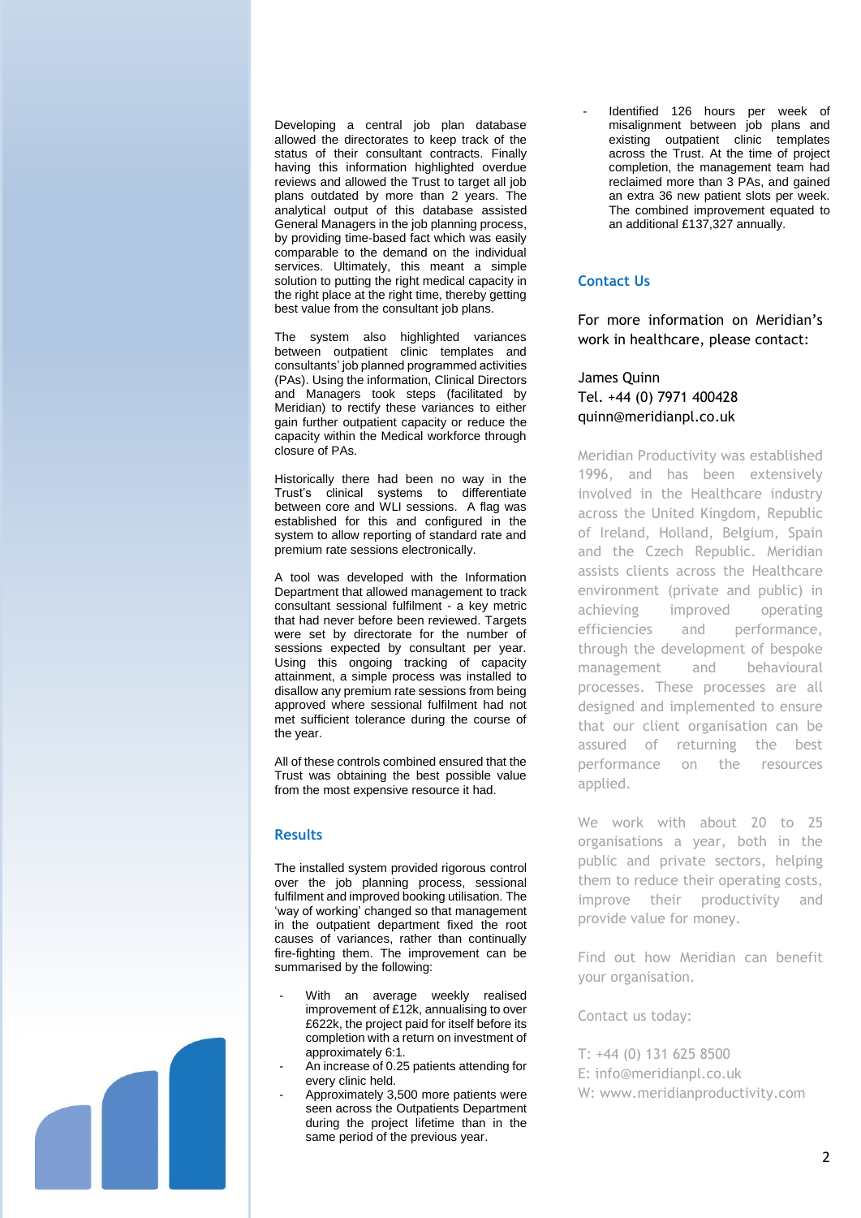Developing a central job plan database allowed the directorates to keep track of the status of their consultant contracts. Finally having this information highlighted overdue reviews and allowed the Trust to target all job plans outdated by more than 2 years. The analytical output of this database assisted General Managers in the job planning process, by providing time-based fact which was easily comparable to the demand on the individual services. Ultimately, this meant a simple solution to putting the right medical capacity in the right place at the right time, thereby getting best value from the consultant job plans.

The system also highlighted variances between outpatient clinic templates and consultants' job planned programmed activities (PAs). Using the information, Clinical Directors and Managers took steps (facilitated by Meridian) to rectify these variances to either gain further outpatient capacity or reduce the capacity within the Medical workforce through closure of PAs.

Historically there had been no way in the Trust's clinical systems to differentiate between core and WLI sessions. A flag was established for this and configured in the system to allow reporting of standard rate and premium rate sessions electronically.

A tool was developed with the Information Department that allowed management to track consultant sessional fulfilment - a key metric that had never before been reviewed. Targets were set by directorate for the number of sessions expected by consultant per year. Using this ongoing tracking of capacity attainment, a simple process was installed to disallow any premium rate sessions from being approved where sessional fulfilment had not met sufficient tolerance during the course of the year.

All of these controls combined ensured that the Trust was obtaining the best possible value from the most expensive resource it had.

## Results

The installed system provided rigorous control over the job planning process, sessional fulfilment and improved booking utilisation. The 'way of working' changed so that management in the outpatient department fixed the root causes of variances, rather than continually fire-fighting them. The improvement can be summarised by the following:

- With an average weekly realised improvement of £12k, annualising to over £622k, the project paid for itself before its completion with a return on investment of approximately 6:1.
- An increase of 0.25 patients attending for every clinic held.
- Approximately 3,500 more patients were seen across the Outpatients Department during the project lifetime than in the same period of the previous year.
- Identified 126 hours per week of misalignment between job plans and existing outpatient clinic templates across the Trust. At the time of project completion, the management team had reclaimed more than 3 PAs, and gained an extra 36 new patient slots per week. The combined improvement equated to an additional £137,327 annually.

## Contact Us

For more information on Meridian's work in healthcare, please contact:

James Quinn
Tel. +44 (0) 7971 400428
quinn@meridianpl.co.uk

Meridian Productivity was established 1996, and has been extensively involved in the Healthcare industry across the United Kingdom, Republic of Ireland, Holland, Belgium, Spain and the Czech Republic. Meridian assists clients across the Healthcare environment (private and public) in achieving improved operating efficiencies and performance, through the development of bespoke management and behavioural processes. These processes are all designed and implemented to ensure that our client organisation can be assured of returning the best performance on the resources applied.

We work with about 20 to 25 organisations a year, both in the public and private sectors, helping them to reduce their operating costs, improve their productivity and provide value for money.

Find out how Meridian can benefit your organisation.

Contact us today:

T: +44 (0) 131 625 8500
E: info@meridianpl.co.uk
W: www.meridianproductivity.com